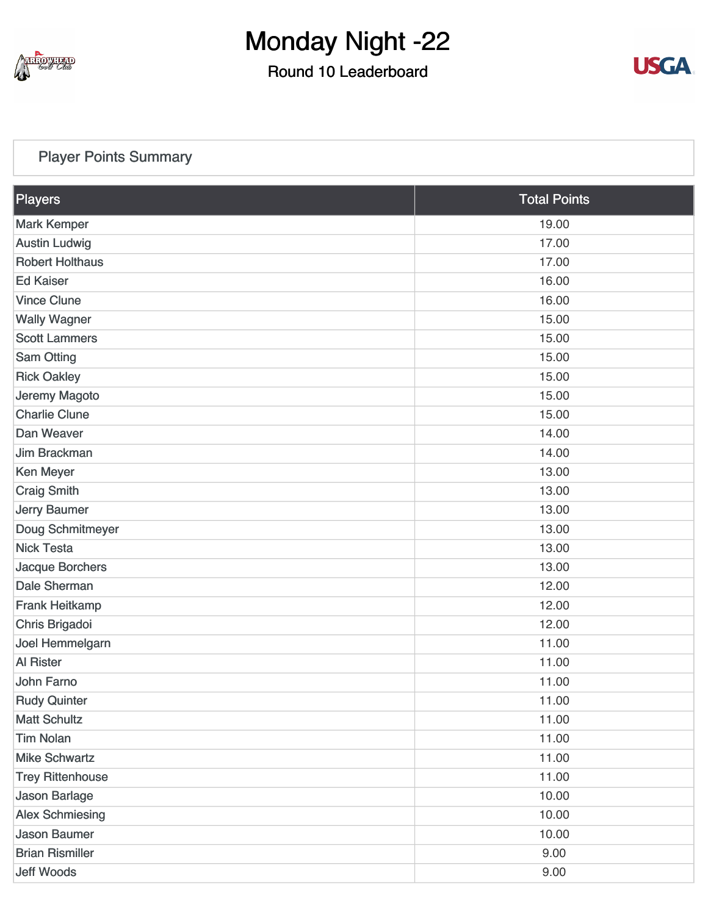# Monday Night -22

## Round 10 Leaderboard

### Player Points Summary

| Players | Total Points |
|---|---|
| Mark Kemper | 19.00 |
| Austin Ludwig | 17.00 |
| Robert Holthaus | 17.00 |
| Ed Kaiser | 16.00 |
| Vince Clune | 16.00 |
| Wally Wagner | 15.00 |
| Scott Lammers | 15.00 |
| Sam Otting | 15.00 |
| Rick Oakley | 15.00 |
| Jeremy Magoto | 15.00 |
| Charlie Clune | 15.00 |
| Dan Weaver | 14.00 |
| Jim Brackman | 14.00 |
| Ken Meyer | 13.00 |
| Craig Smith | 13.00 |
| Jerry Baumer | 13.00 |
| Doug Schmitmeyer | 13.00 |
| Nick Testa | 13.00 |
| Jacque Borchers | 13.00 |
| Dale Sherman | 12.00 |
| Frank Heitkamp | 12.00 |
| Chris Brigadoi | 12.00 |
| Joel Hemmelgarn | 11.00 |
| Al Rister | 11.00 |
| John Farno | 11.00 |
| Rudy Quinter | 11.00 |
| Matt Schultz | 11.00 |
| Tim Nolan | 11.00 |
| Mike Schwartz | 11.00 |
| Trey Rittenhouse | 11.00 |
| Jason Barlage | 10.00 |
| Alex Schmiesing | 10.00 |
| Jason Baumer | 10.00 |
| Brian Rismiller | 9.00 |
| Jeff Woods | 9.00 |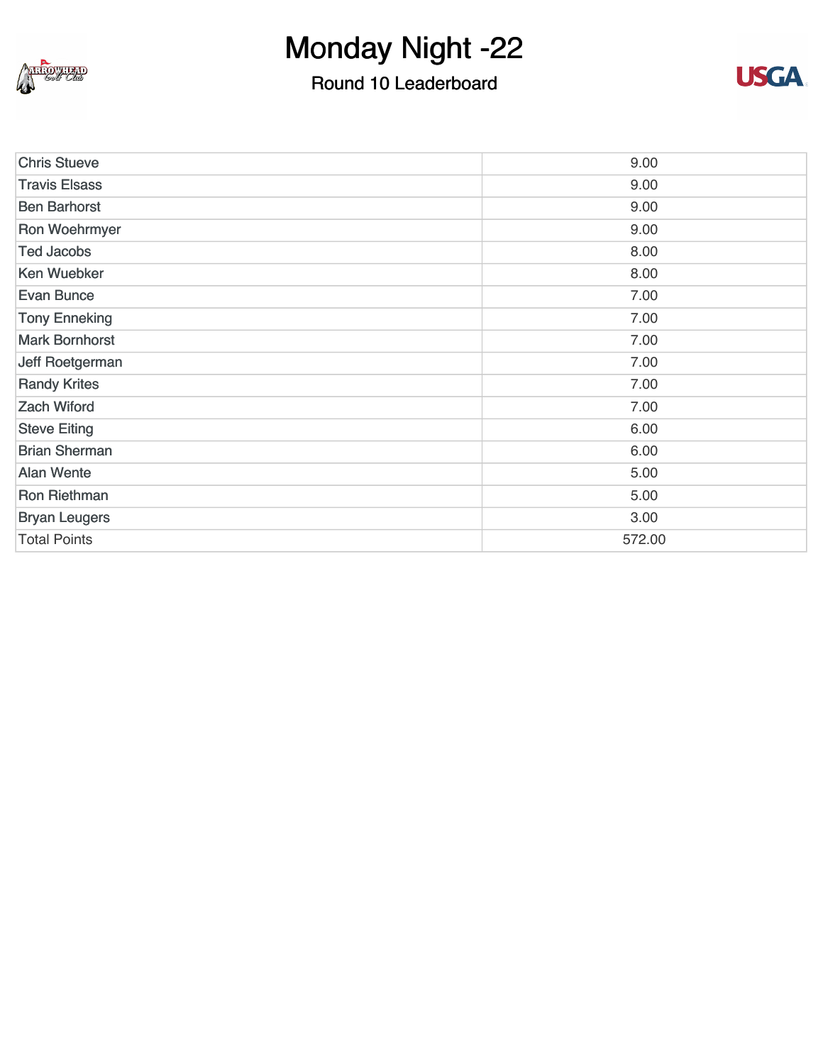# Monday Night -22

## Round 10 Leaderboard

| | |
|---|---|
| Chris Stueve | 9.00 |
| Travis Elsass | 9.00 |
| Ben Barhorst | 9.00 |
| Ron Woehrmyer | 9.00 |
| Ted Jacobs | 8.00 |
| Ken Wuebker | 8.00 |
| Evan Bunce | 7.00 |
| Tony Enneking | 7.00 |
| Mark Bornhorst | 7.00 |
| Jeff Roetgerman | 7.00 |
| Randy Krites | 7.00 |
| Zach Wiford | 7.00 |
| Steve Eiting | 6.00 |
| Brian Sherman | 6.00 |
| Alan Wente | 5.00 |
| Ron Riethman | 5.00 |
| Bryan Leugers | 3.00 |
| Total Points | 572.00 |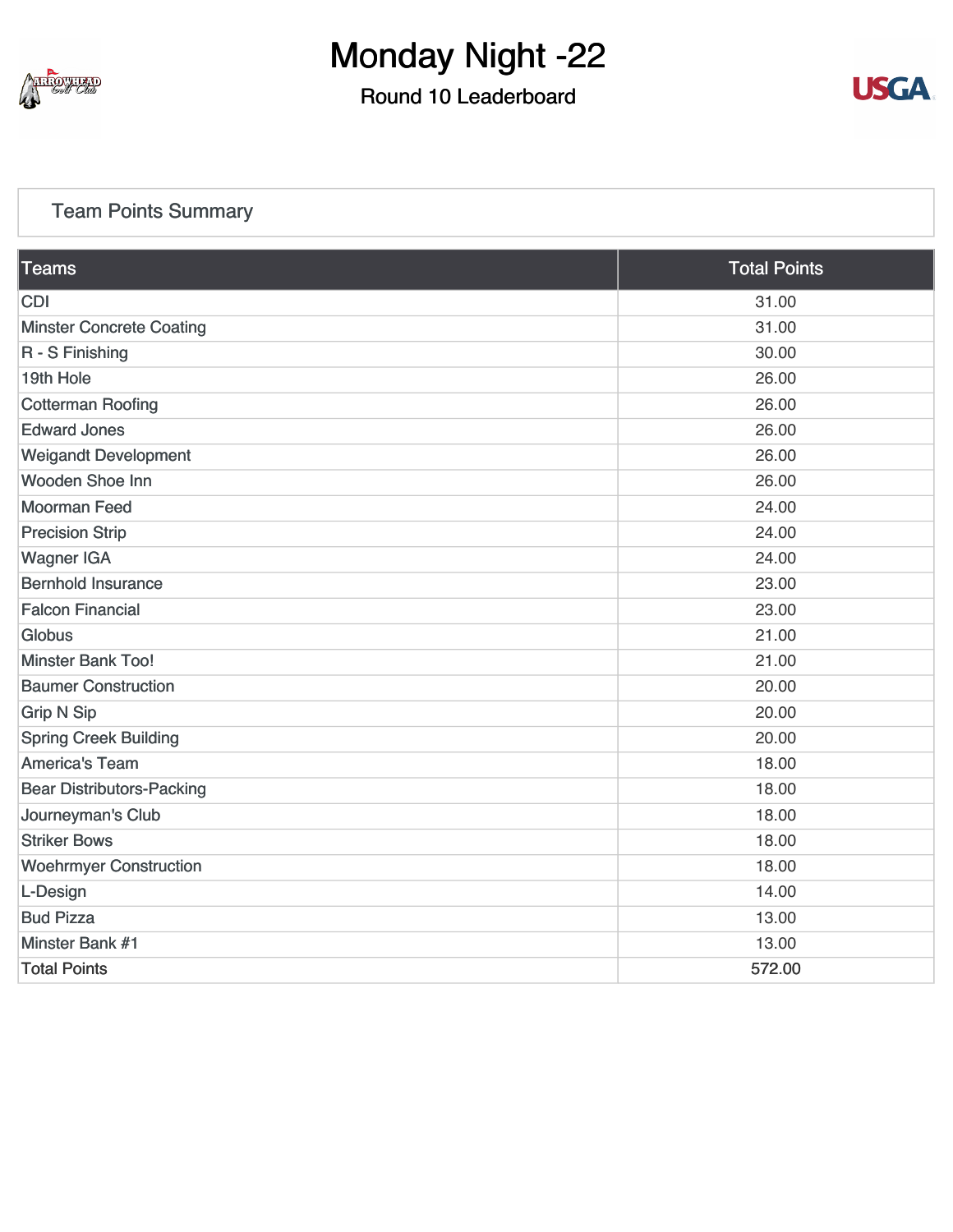# Monday Night -22

## Round 10 Leaderboard

### Team Points Summary

| Teams | Total Points |
| --- | --- |
| CDI | 31.00 |
| Minster Concrete Coating | 31.00 |
| R - S Finishing | 30.00 |
| 19th Hole | 26.00 |
| Cotterman Roofing | 26.00 |
| Edward Jones | 26.00 |
| Weigandt Development | 26.00 |
| Wooden Shoe Inn | 26.00 |
| Moorman Feed | 24.00 |
| Precision Strip | 24.00 |
| Wagner IGA | 24.00 |
| Bernhold Insurance | 23.00 |
| Falcon Financial | 23.00 |
| Globus | 21.00 |
| Minster Bank Too! | 21.00 |
| Baumer Construction | 20.00 |
| Grip N Sip | 20.00 |
| Spring Creek Building | 20.00 |
| America's Team | 18.00 |
| Bear Distributors-Packing | 18.00 |
| Journeyman's Club | 18.00 |
| Striker Bows | 18.00 |
| Woehrmyer Construction | 18.00 |
| L-Design | 14.00 |
| Bud Pizza | 13.00 |
| Minster Bank #1 | 13.00 |
| Total Points | 572.00 |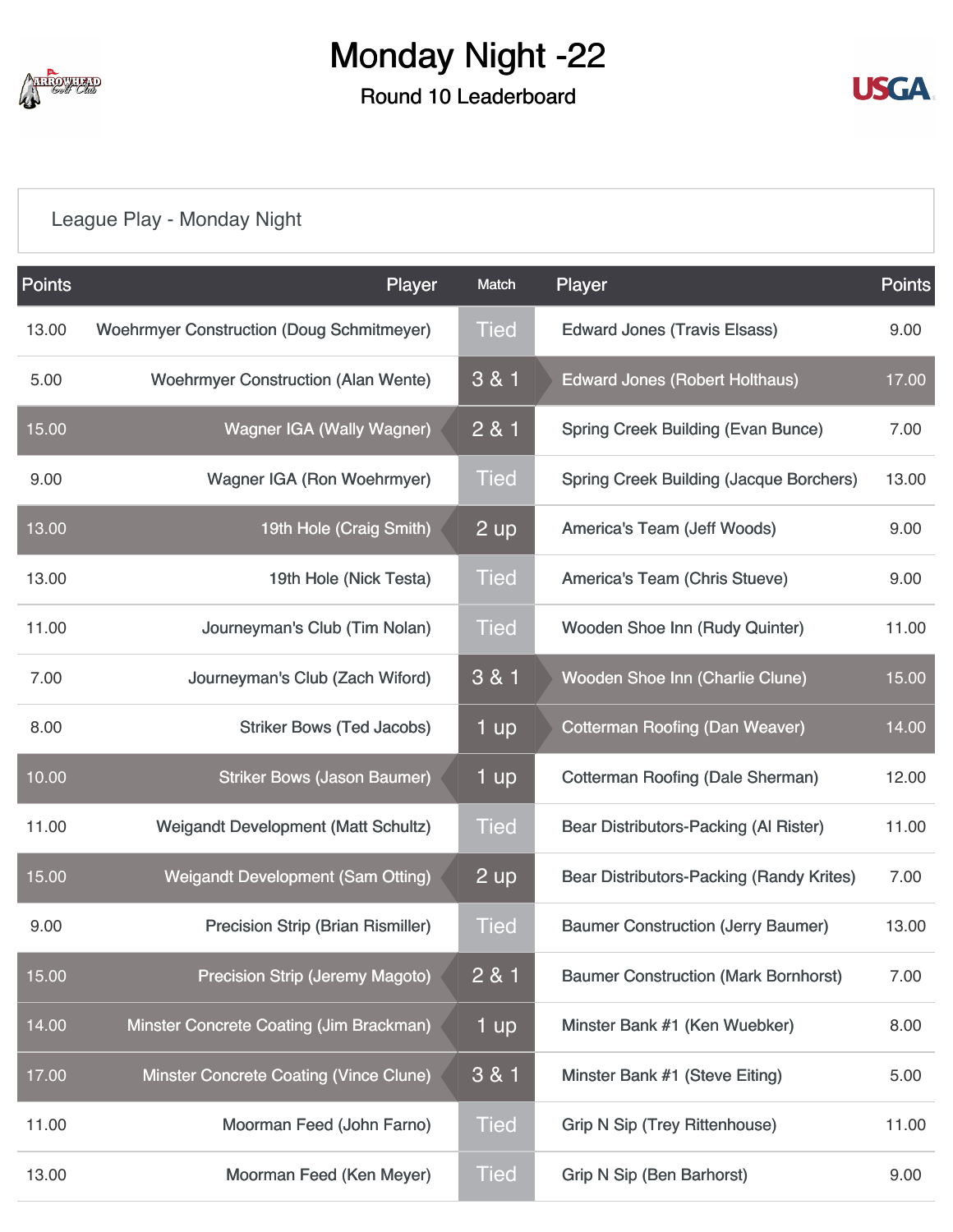# Monday Night -22

## Round 10 Leaderboard

League Play - Monday Night

| Points | Player | Match | Player | Points |
|---|---|---|---|---|
| 13.00 | Woehrmyer Construction (Doug Schmitmeyer) | Tied | Edward Jones (Travis Elsass) | 9.00 |
| 5.00 | Woehrmyer Construction (Alan Wente) | 3 & 1 | Edward Jones (Robert Holthaus) | 17.00 |
| 15.00 | Wagner IGA (Wally Wagner) | 2 & 1 | Spring Creek Building (Evan Bunce) | 7.00 |
| 9.00 | Wagner IGA (Ron Woehrmyer) | Tied | Spring Creek Building (Jacque Borchers) | 13.00 |
| 13.00 | 19th Hole (Craig Smith) | 2 up | America's Team (Jeff Woods) | 9.00 |
| 13.00 | 19th Hole (Nick Testa) | Tied | America's Team (Chris Stueve) | 9.00 |
| 11.00 | Journeyman's Club (Tim Nolan) | Tied | Wooden Shoe Inn (Rudy Quinter) | 11.00 |
| 7.00 | Journeyman's Club (Zach Wiford) | 3 & 1 | Wooden Shoe Inn (Charlie Clune) | 15.00 |
| 8.00 | Striker Bows (Ted Jacobs) | 1 up | Cotterman Roofing (Dan Weaver) | 14.00 |
| 10.00 | Striker Bows (Jason Baumer) | 1 up | Cotterman Roofing (Dale Sherman) | 12.00 |
| 11.00 | Weigandt Development (Matt Schultz) | Tied | Bear Distributors-Packing (Al Rister) | 11.00 |
| 15.00 | Weigandt Development (Sam Otting) | 2 up | Bear Distributors-Packing (Randy Krites) | 7.00 |
| 9.00 | Precision Strip (Brian Rismiller) | Tied | Baumer Construction (Jerry Baumer) | 13.00 |
| 15.00 | Precision Strip (Jeremy Magoto) | 2 & 1 | Baumer Construction (Mark Bornhorst) | 7.00 |
| 14.00 | Minster Concrete Coating (Jim Brackman) | 1 up | Minster Bank #1 (Ken Wuebker) | 8.00 |
| 17.00 | Minster Concrete Coating (Vince Clune) | 3 & 1 | Minster Bank #1 (Steve Eiting) | 5.00 |
| 11.00 | Moorman Feed (John Farno) | Tied | Grip N Sip (Trey Rittenhouse) | 11.00 |
| 13.00 | Moorman Feed (Ken Meyer) | Tied | Grip N Sip (Ben Barhorst) | 9.00 |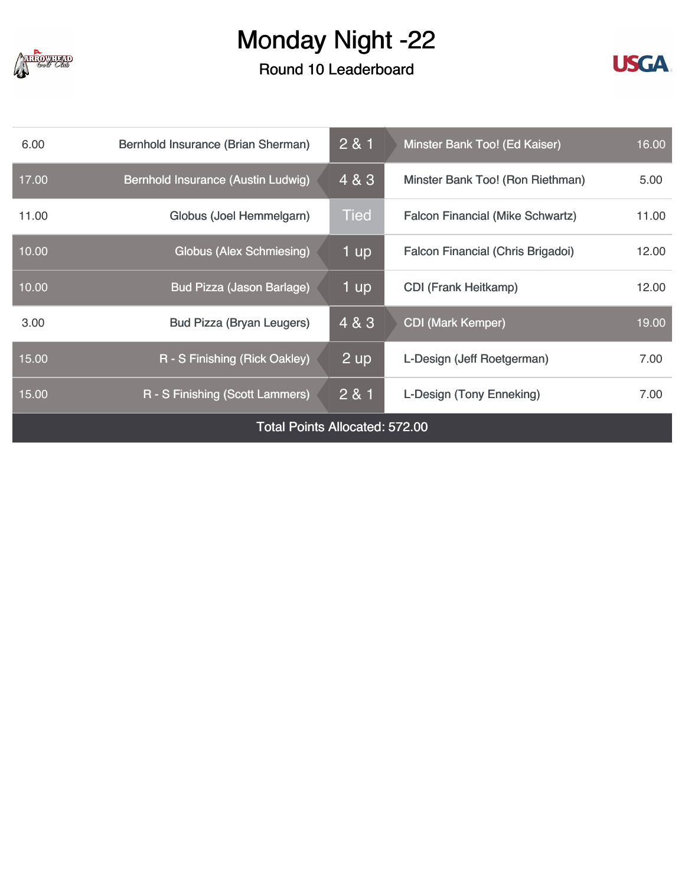# Monday Night -22

## Round 10 Leaderboard

| Points | Player | Result | Player | Points |
|---|---|---|---|---|
| 6.00 | Bernhold Insurance (Brian Sherman) | 2 & 1 | Minster Bank Too! (Ed Kaiser) | 16.00 |
| 17.00 | Bernhold Insurance (Austin Ludwig) | 4 & 3 | Minster Bank Too! (Ron Riethman) | 5.00 |
| 11.00 | Globus (Joel Hemmelgarn) | Tied | Falcon Financial (Mike Schwartz) | 11.00 |
| 10.00 | Globus (Alex Schmiesing) | 1 up | Falcon Financial (Chris Brigadoi) | 12.00 |
| 10.00 | Bud Pizza (Jason Barlage) | 1 up | CDI (Frank Heitkamp) | 12.00 |
| 3.00 | Bud Pizza (Bryan Leugers) | 4 & 3 | CDI (Mark Kemper) | 19.00 |
| 15.00 | R - S Finishing (Rick Oakley) | 2 up | L-Design (Jeff Roetgerman) | 7.00 |
| 15.00 | R - S Finishing (Scott Lammers) | 2 & 1 | L-Design (Tony Enneking) | 7.00 |

Total Points Allocated: 572.00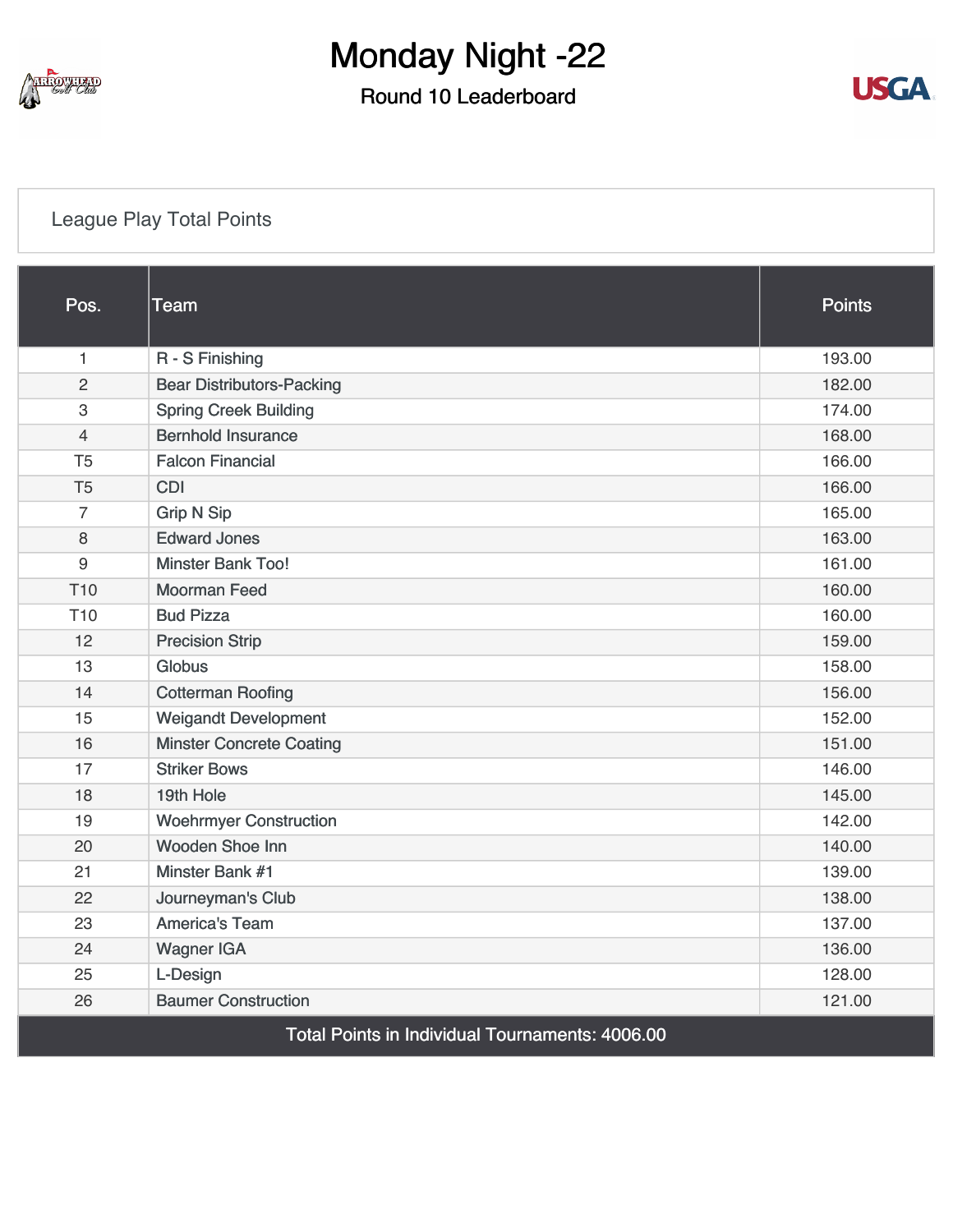# Monday Night -22

## Round 10 Leaderboard

League Play Total Points

| Pos. | Team | Points |
|---|---|---|
| 1 | R - S Finishing | 193.00 |
| 2 | Bear Distributors-Packing | 182.00 |
| 3 | Spring Creek Building | 174.00 |
| 4 | Bernhold Insurance | 168.00 |
| T5 | Falcon Financial | 166.00 |
| T5 | CDI | 166.00 |
| 7 | Grip N Sip | 165.00 |
| 8 | Edward Jones | 163.00 |
| 9 | Minster Bank Too! | 161.00 |
| T10 | Moorman Feed | 160.00 |
| T10 | Bud Pizza | 160.00 |
| 12 | Precision Strip | 159.00 |
| 13 | Globus | 158.00 |
| 14 | Cotterman Roofing | 156.00 |
| 15 | Weigandt Development | 152.00 |
| 16 | Minster Concrete Coating | 151.00 |
| 17 | Striker Bows | 146.00 |
| 18 | 19th Hole | 145.00 |
| 19 | Woehrmyer Construction | 142.00 |
| 20 | Wooden Shoe Inn | 140.00 |
| 21 | Minster Bank #1 | 139.00 |
| 22 | Journeyman's Club | 138.00 |
| 23 | America's Team | 137.00 |
| 24 | Wagner IGA | 136.00 |
| 25 | L-Design | 128.00 |
| 26 | Baumer Construction | 121.00 |
| Total Points in Individual Tournaments: 4006.00 | | |